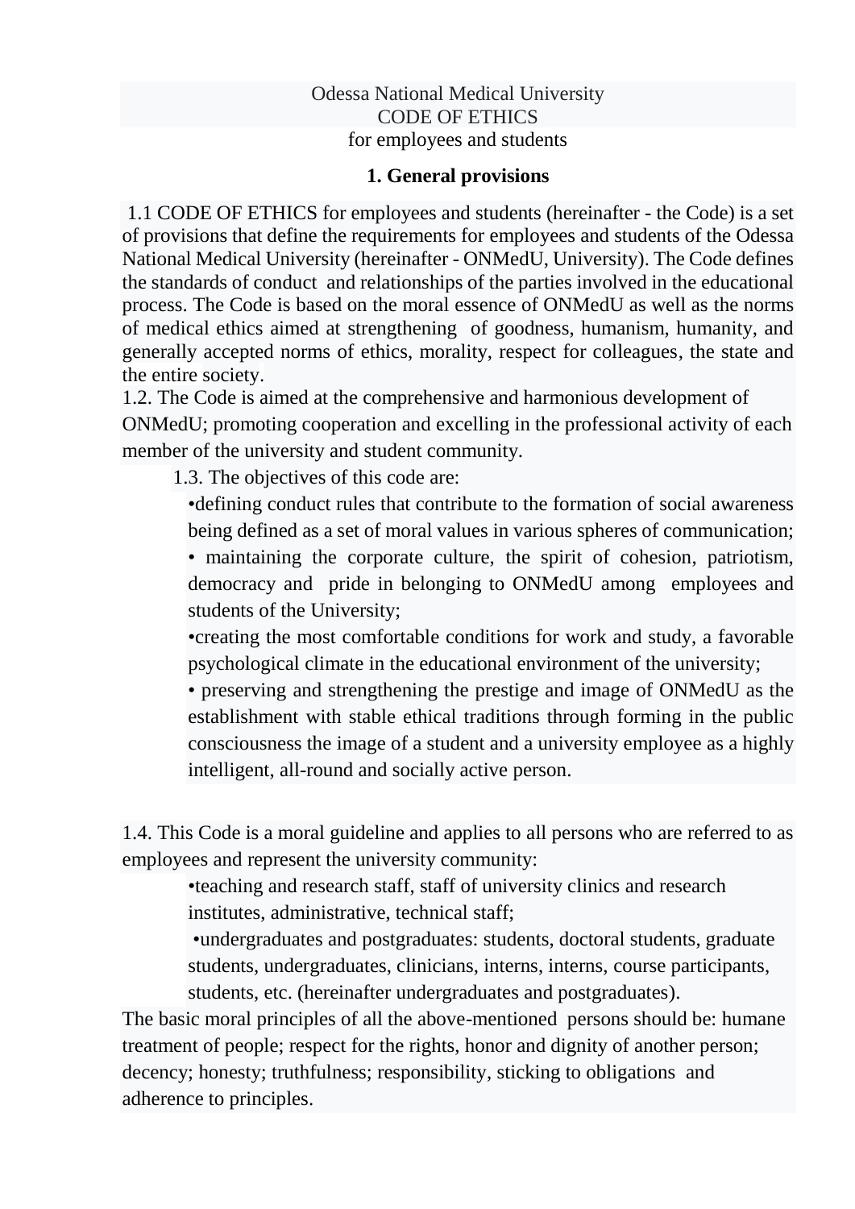Odessa National Medical University

CODE OF ETHICS

for employees and students

## 1. General provisions

1.1 CODE OF ETHICS for employees and students (hereinafter - the Code) is a set of provisions that define the requirements for employees and students of the Odessa National Medical University (hereinafter - ONMedU, University). The Code defines the standards of conduct and relationships of the parties involved in the educational process. The Code is based on the moral essence of ONMedU as well as the norms of medical ethics aimed at strengthening of goodness, humanism, humanity, and generally accepted norms of ethics, morality, respect for colleagues, the state and the entire society.

1.2. The Code is aimed at the comprehensive and harmonious development of ONMedU; promoting cooperation and excelling in the professional activity of each member of the university and student community.

1.3. The objectives of this code are:

- defining conduct rules that contribute to the formation of social awareness being defined as a set of moral values in various spheres of communication;
- maintaining the corporate culture, the spirit of cohesion, patriotism, democracy and pride in belonging to ONMedU among employees and students of the University;
- creating the most comfortable conditions for work and study, a favorable psychological climate in the educational environment of the university;
- preserving and strengthening the prestige and image of ONMedU as the establishment with stable ethical traditions through forming in the public consciousness the image of a student and a university employee as a highly intelligent, all-round and socially active person.

1.4. This Code is a moral guideline and applies to all persons who are referred to as employees and represent the university community:

- teaching and research staff, staff of university clinics and research institutes, administrative, technical staff;
- undergraduates and postgraduates: students, doctoral students, graduate students, undergraduates, clinicians, interns, interns, course participants, students, etc. (hereinafter undergraduates and postgraduates).

The basic moral principles of all the above-mentioned persons should be: humane treatment of people; respect for the rights, honor and dignity of another person; decency; honesty; truthfulness; responsibility, sticking to obligations and adherence to principles.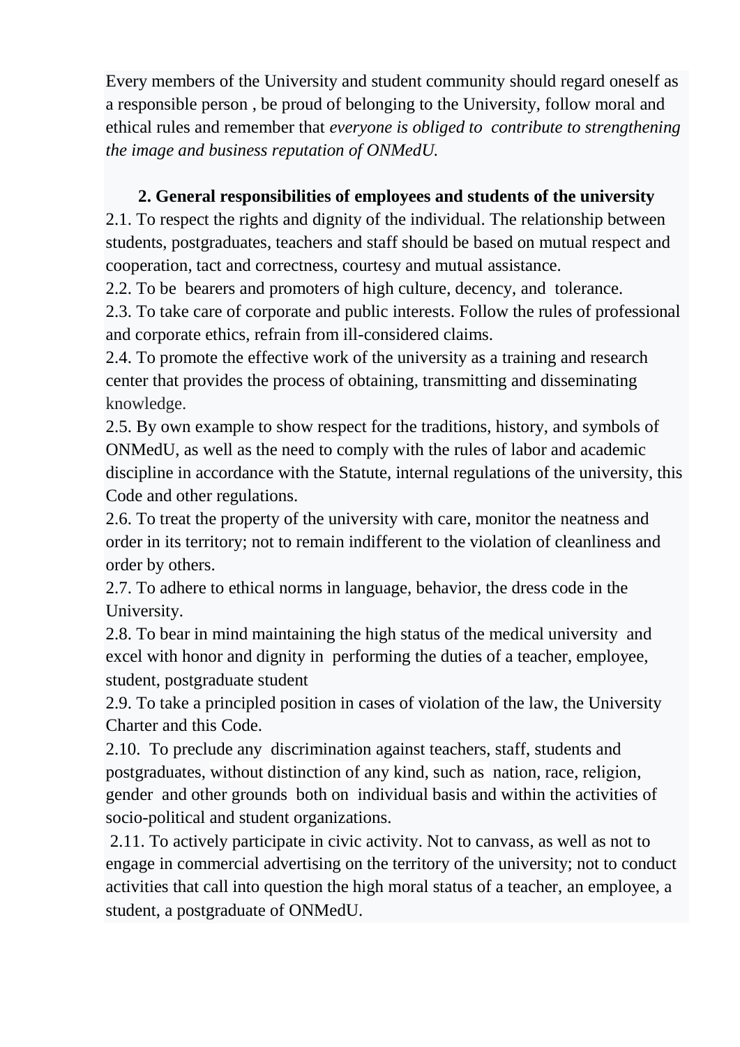Every members of the University and student community should regard oneself as a responsible person , be proud of belonging to the University, follow moral and ethical rules and remember that *everyone is obliged to contribute to strengthening the image and business reputation of ONMedU.*

## 2. General responsibilities of employees and students of the university

2.1. To respect the rights and dignity of the individual. The relationship between students, postgraduates, teachers and staff should be based on mutual respect and cooperation, tact and correctness, courtesy and mutual assistance.

2.2. To be bearers and promoters of high culture, decency, and tolerance.

2.3. To take care of corporate and public interests. Follow the rules of professional and corporate ethics, refrain from ill-considered claims.

2.4. To promote the effective work of the university as a training and research center that provides the process of obtaining, transmitting and disseminating knowledge.

2.5. By own example to show respect for the traditions, history, and symbols of ONMedU, as well as the need to comply with the rules of labor and academic discipline in accordance with the Statute, internal regulations of the university, this Code and other regulations.

2.6. To treat the property of the university with care, monitor the neatness and order in its territory; not to remain indifferent to the violation of cleanliness and order by others.

2.7. To adhere to ethical norms in language, behavior, the dress code in the University.

2.8. To bear in mind maintaining the high status of the medical university and excel with honor and dignity in performing the duties of a teacher, employee, student, postgraduate student

2.9. To take a principled position in cases of violation of the law, the University Charter and this Code.

2.10. To preclude any discrimination against teachers, staff, students and postgraduates, without distinction of any kind, such as nation, race, religion, gender and other grounds both on individual basis and within the activities of socio-political and student organizations.

2.11. To actively participate in civic activity. Not to canvass, as well as not to engage in commercial advertising on the territory of the university; not to conduct activities that call into question the high moral status of a teacher, an employee, a student, a postgraduate of ONMedU.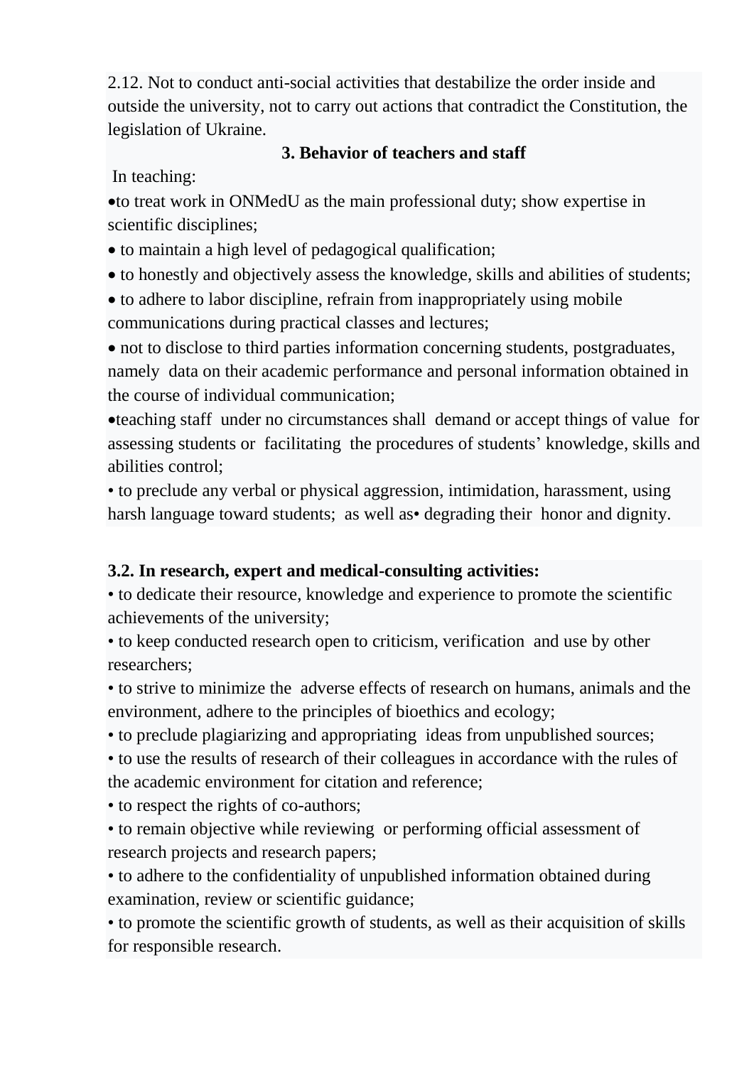2.12. Not to conduct anti-social activities that destabilize the order inside and outside the university, not to carry out actions that contradict the Constitution, the legislation of Ukraine.

## 3. Behavior of teachers and staff

In teaching:

- to treat work in ONMedU as the main professional duty; show expertise in scientific disciplines;
- to maintain a high level of pedagogical qualification;
- to honestly and objectively assess the knowledge, skills and abilities of students;
- to adhere to labor discipline, refrain from inappropriately using mobile communications during practical classes and lectures;
- not to disclose to third parties information concerning students, postgraduates, namely data on their academic performance and personal information obtained in the course of individual communication;
- teaching staff under no circumstances shall demand or accept things of value for assessing students or facilitating the procedures of students' knowledge, skills and abilities control;
- to preclude any verbal or physical aggression, intimidation, harassment, using harsh language toward students; as well as• degrading their honor and dignity.

**3.2. In research, expert and medical-consulting activities:**

- to dedicate their resource, knowledge and experience to promote the scientific achievements of the university;
- to keep conducted research open to criticism, verification and use by other researchers;
- to strive to minimize the adverse effects of research on humans, animals and the environment, adhere to the principles of bioethics and ecology;
- to preclude plagiarizing and appropriating ideas from unpublished sources;
- to use the results of research of their colleagues in accordance with the rules of the academic environment for citation and reference;
- to respect the rights of co-authors;
- to remain objective while reviewing or performing official assessment of research projects and research papers;
- to adhere to the confidentiality of unpublished information obtained during examination, review or scientific guidance;
- to promote the scientific growth of students, as well as their acquisition of skills for responsible research.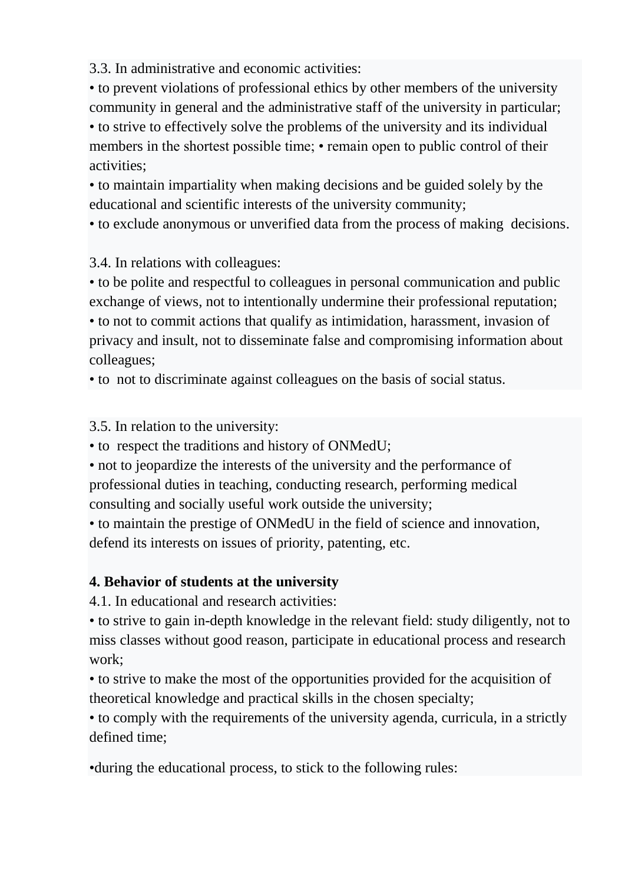3.3. In administrative and economic activities:

• to prevent violations of professional ethics by other members of the university community in general and the administrative staff of the university in particular;
• to strive to effectively solve the problems of the university and its individual members in the shortest possible time; • remain open to public control of their activities;
• to maintain impartiality when making decisions and be guided solely by the educational and scientific interests of the university community;
• to exclude anonymous or unverified data from the process of making decisions.

3.4. In relations with colleagues:

• to be polite and respectful to colleagues in personal communication and public exchange of views, not to intentionally undermine their professional reputation;
• to not to commit actions that qualify as intimidation, harassment, invasion of privacy and insult, not to disseminate false and compromising information about colleagues;
• to not to discriminate against colleagues on the basis of social status.

3.5. In relation to the university:

• to respect the traditions and history of ONMedU;
• not to jeopardize the interests of the university and the performance of professional duties in teaching, conducting research, performing medical consulting and socially useful work outside the university;
• to maintain the prestige of ONMedU in the field of science and innovation, defend its interests on issues of priority, patenting, etc.

**4. Behavior of students at the university**

4.1. In educational and research activities:

• to strive to gain in-depth knowledge in the relevant field: study diligently, not to miss classes without good reason, participate in educational process and research work;
• to strive to make the most of the opportunities provided for the acquisition of theoretical knowledge and practical skills in the chosen specialty;
• to comply with the requirements of the university agenda, curricula, in a strictly defined time;

•during the educational process, to stick to the following rules: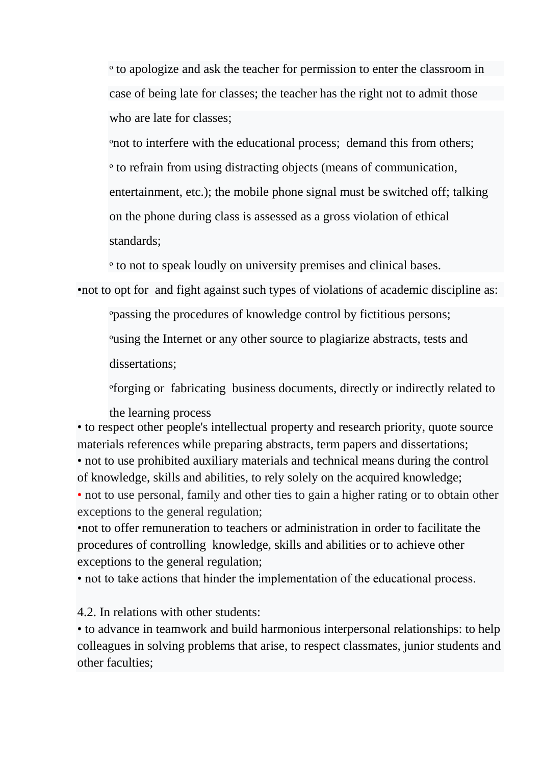- to apologize and ask the teacher for permission to enter the classroom in case of being late for classes; the teacher has the right not to admit those who are late for classes;
  - not to interfere with the educational process; demand this from others;
  - to refrain from using distracting objects (means of communication, entertainment, etc.); the mobile phone signal must be switched off; talking on the phone during class is assessed as a gross violation of ethical standards;
  - to not to speak loudly on university premises and clinical bases.
- not to opt for and fight against such types of violations of academic discipline as:
  - passing the procedures of knowledge control by fictitious persons;
  - using the Internet or any other source to plagiarize abstracts, tests and dissertations;
  - forging or fabricating business documents, directly or indirectly related to the learning process
- to respect other people's intellectual property and research priority, quote source materials references while preparing abstracts, term papers and dissertations;
- not to use prohibited auxiliary materials and technical means during the control of knowledge, skills and abilities, to rely solely on the acquired knowledge;
- not to use personal, family and other ties to gain a higher rating or to obtain other exceptions to the general regulation;
- not to offer remuneration to teachers or administration in order to facilitate the procedures of controlling knowledge, skills and abilities or to achieve other exceptions to the general regulation;
- not to take actions that hinder the implementation of the educational process.

4.2. In relations with other students:

- to advance in teamwork and build harmonious interpersonal relationships: to help colleagues in solving problems that arise, to respect classmates, junior students and other faculties;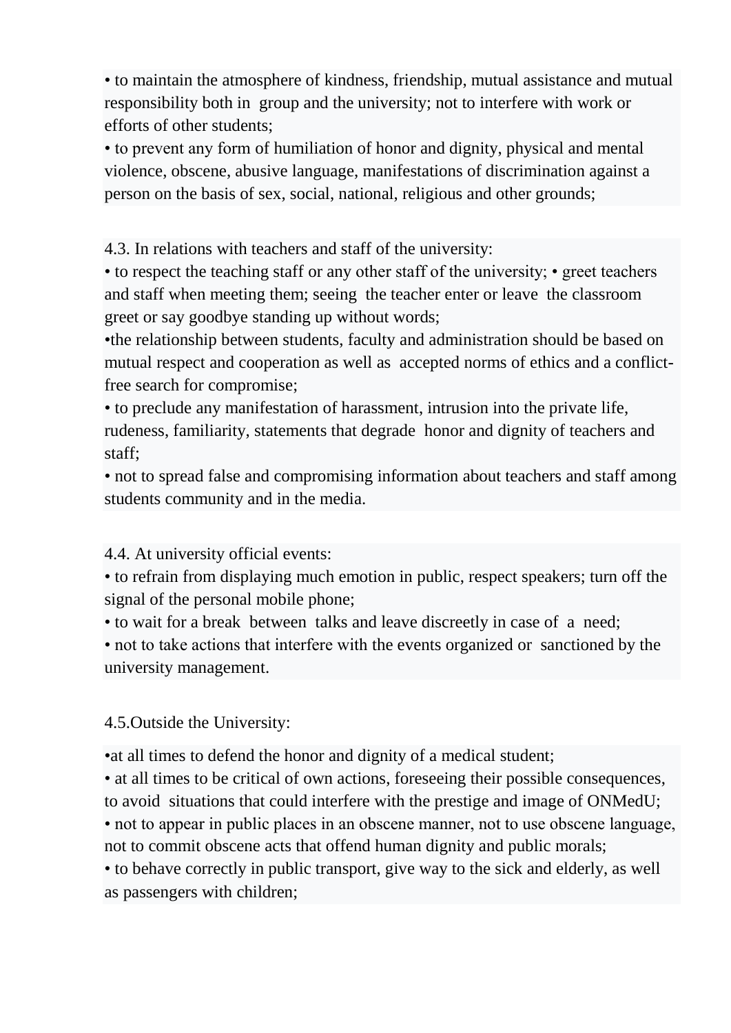• to maintain the atmosphere of kindness, friendship, mutual assistance and mutual responsibility both in group and the university; not to interfere with work or efforts of other students;

• to prevent any form of humiliation of honor and dignity, physical and mental violence, obscene, abusive language, manifestations of discrimination against a person on the basis of sex, social, national, religious and other grounds;

4.3. In relations with teachers and staff of the university:

• to respect the teaching staff or any other staff of the university; • greet teachers and staff when meeting them; seeing the teacher enter or leave the classroom greet or say goodbye standing up without words;

•the relationship between students, faculty and administration should be based on mutual respect and cooperation as well as accepted norms of ethics and a conflict-free search for compromise;

• to preclude any manifestation of harassment, intrusion into the private life, rudeness, familiarity, statements that degrade honor and dignity of teachers and staff;

• not to spread false and compromising information about teachers and staff among students community and in the media.

4.4. At university official events:

• to refrain from displaying much emotion in public, respect speakers; turn off the signal of the personal mobile phone;

• to wait for a break between talks and leave discreetly in case of a need;

• not to take actions that interfere with the events organized or sanctioned by the university management.

4.5.Outside the University:

•at all times to defend the honor and dignity of a medical student;

• at all times to be critical of own actions, foreseeing their possible consequences, to avoid situations that could interfere with the prestige and image of ONMedU;

• not to appear in public places in an obscene manner, not to use obscene language, not to commit obscene acts that offend human dignity and public morals;

• to behave correctly in public transport, give way to the sick and elderly, as well as passengers with children;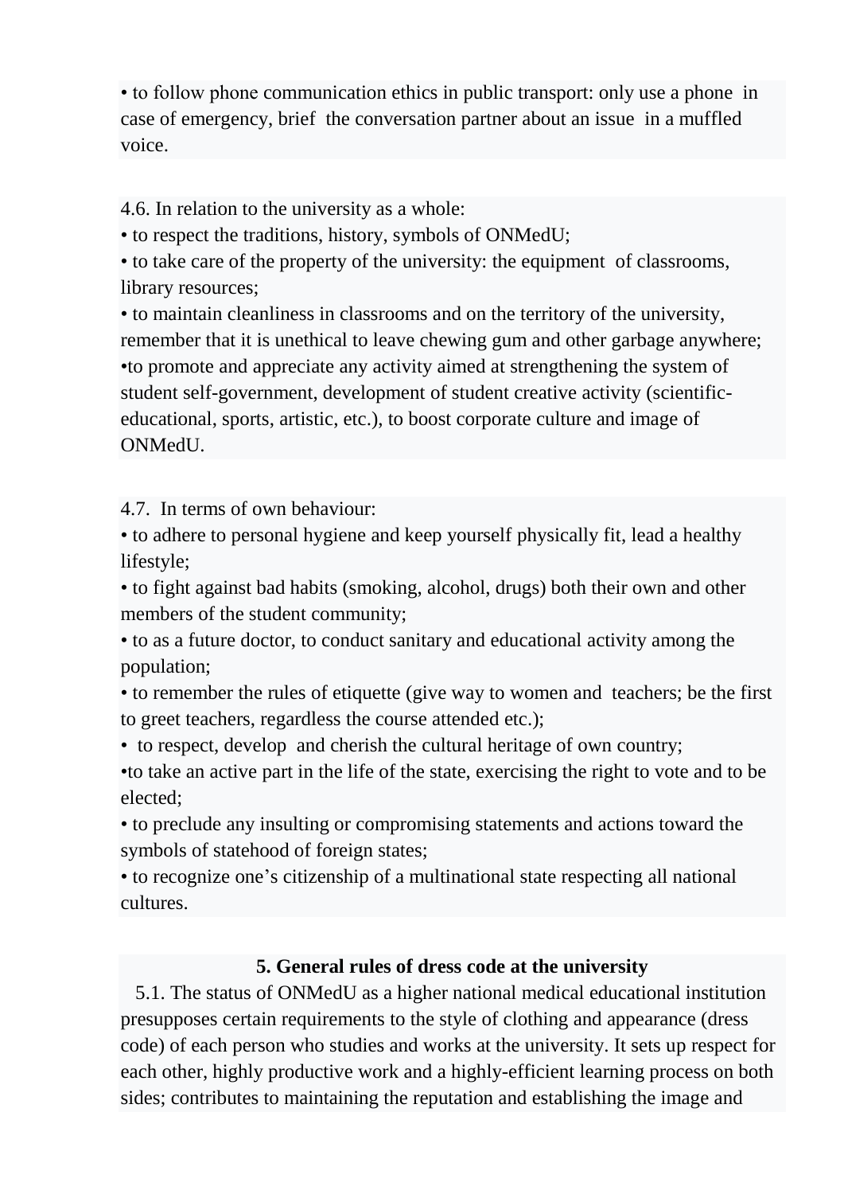• to follow phone communication ethics in public transport: only use a phone in case of emergency, brief the conversation partner about an issue in a muffled voice.

4.6. In relation to the university as a whole:
• to respect the traditions, history, symbols of ONMedU;
• to take care of the property of the university: the equipment of classrooms, library resources;
• to maintain cleanliness in classrooms and on the territory of the university, remember that it is unethical to leave chewing gum and other garbage anywhere;
•to promote and appreciate any activity aimed at strengthening the system of student self-government, development of student creative activity (scientific-educational, sports, artistic, etc.), to boost corporate culture and image of ONMedU.

4.7. In terms of own behaviour:
• to adhere to personal hygiene and keep yourself physically fit, lead a healthy lifestyle;
• to fight against bad habits (smoking, alcohol, drugs) both their own and other members of the student community;
• to as a future doctor, to conduct sanitary and educational activity among the population;
• to remember the rules of etiquette (give way to women and teachers; be the first to greet teachers, regardless the course attended etc.);
• to respect, develop and cherish the cultural heritage of own country;
•to take an active part in the life of the state, exercising the right to vote and to be elected;
• to preclude any insulting or compromising statements and actions toward the symbols of statehood of foreign states;
• to recognize one's citizenship of a multinational state respecting all national cultures.

## 5. General rules of dress code at the university

5.1. The status of ONMedU as a higher national medical educational institution presupposes certain requirements to the style of clothing and appearance (dress code) of each person who studies and works at the university. It sets up respect for each other, highly productive work and a highly-efficient learning process on both sides; contributes to maintaining the reputation and establishing the image and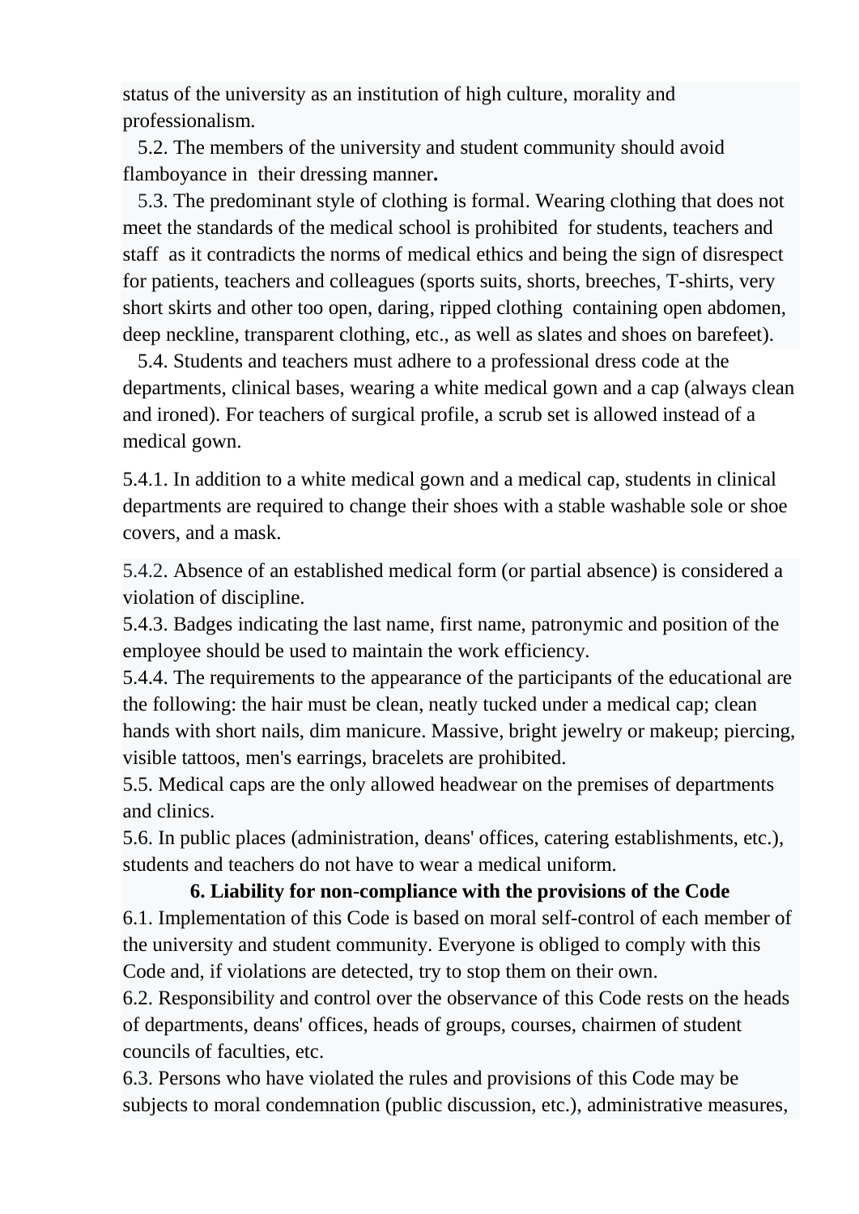status of the university as an institution of high culture, morality and professionalism.

5.2. The members of the university and student community should avoid flamboyance in their dressing manner**.**

5.3. The predominant style of clothing is formal. Wearing clothing that does not meet the standards of the medical school is prohibited for students, teachers and staff as it contradicts the norms of medical ethics and being the sign of disrespect for patients, teachers and colleagues (sports suits, shorts, breeches, T-shirts, very short skirts and other too open, daring, ripped clothing containing open abdomen, deep neckline, transparent clothing, etc., as well as slates and shoes on barefeet).

5.4. Students and teachers must adhere to a professional dress code at the departments, clinical bases, wearing a white medical gown and a cap (always clean and ironed). For teachers of surgical profile, a scrub set is allowed instead of a medical gown.

5.4.1. In addition to a white medical gown and a medical cap, students in clinical departments are required to change their shoes with a stable washable sole or shoe covers, and a mask.

5.4.2. Absence of an established medical form (or partial absence) is considered a violation of discipline.

5.4.3. Badges indicating the last name, first name, patronymic and position of the employee should be used to maintain the work efficiency.

5.4.4. The requirements to the appearance of the participants of the educational are the following: the hair must be clean, neatly tucked under a medical cap; clean hands with short nails, dim manicure. Massive, bright jewelry or makeup; piercing, visible tattoos, men's earrings, bracelets are prohibited.

5.5. Medical caps are the only allowed headwear on the premises of departments and clinics.

5.6. In public places (administration, deans' offices, catering establishments, etc.), students and teachers do not have to wear a medical uniform.

## 6. Liability for non-compliance with the provisions of the Code

6.1. Implementation of this Code is based on moral self-control of each member of the university and student community. Everyone is obliged to comply with this Code and, if violations are detected, try to stop them on their own.

6.2. Responsibility and control over the observance of this Code rests on the heads of departments, deans' offices, heads of groups, courses, chairmen of student councils of faculties, etc.

6.3. Persons who have violated the rules and provisions of this Code may be subjects to moral condemnation (public discussion, etc.), administrative measures,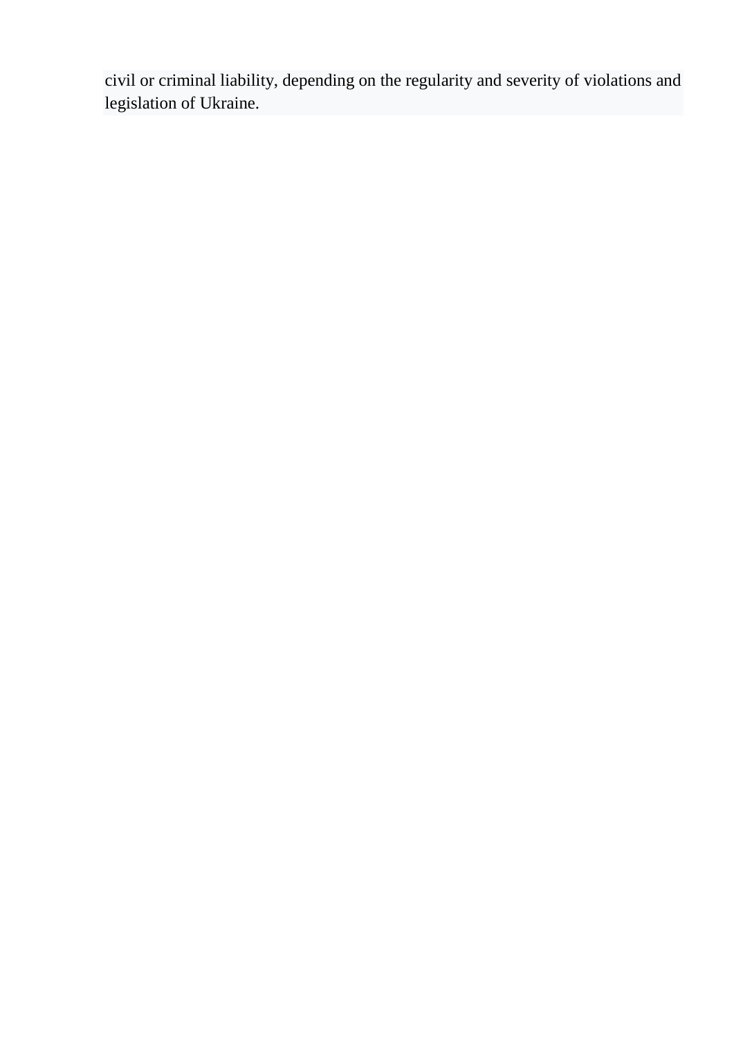civil or criminal liability, depending on the regularity and severity of violations and legislation of Ukraine.